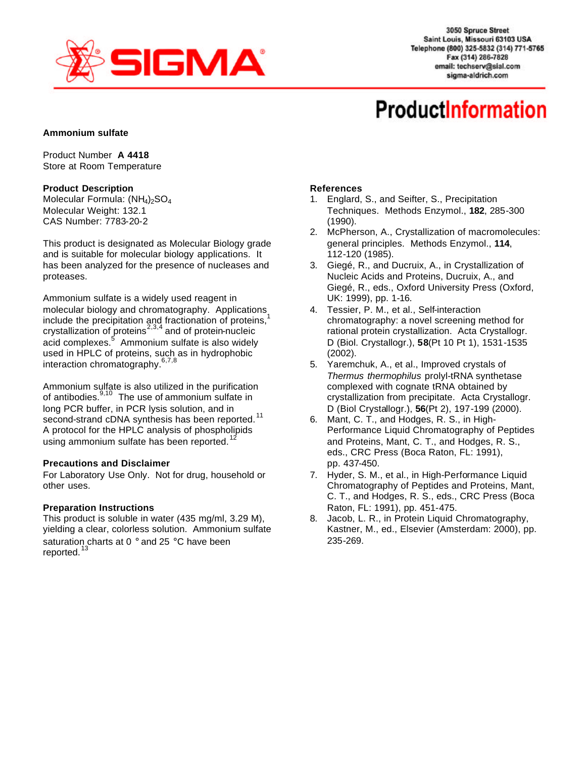3050 Spruce Street
Saint Louis, Missouri 63103 USA
Telephone (800) 325-5832 (314) 771-5765
Fax (314) 286-7828
email: techserv@sial.com
sigma-aldrich.com

# ProductInformation

**Ammonium sulfate**

Product Number **A 4418**
Store at Room Temperature

### Product Description

Molecular Formula: $(NH_4)_2SO_4$
Molecular Weight: 132.1
CAS Number: 7783-20-2

This product is designated as Molecular Biology grade and is suitable for molecular biology applications. It has been analyzed for the presence of nucleases and proteases.

Ammonium sulfate is a widely used reagent in molecular biology and chromatography. Applications include the precipitation and fractionation of proteins,[1] crystallization of proteins[2,3,4] and of protein-nucleic acid complexes.[5] Ammonium sulfate is also widely used in HPLC of proteins, such as in hydrophobic interaction chromatography.[6,7,8]

Ammonium sulfate is also utilized in the purification of antibodies.[9,10] The use of ammonium sulfate in long PCR buffer, in PCR lysis solution, and in second-strand cDNA synthesis has been reported.[11] A protocol for the HPLC analysis of phospholipids using ammonium sulfate has been reported.[12]

### Precautions and Disclaimer

For Laboratory Use Only. Not for drug, household or other uses.

### Preparation Instructions

This product is soluble in water (435 mg/ml, 3.29 M), yielding a clear, colorless solution. Ammonium sulfate saturation charts at 0 °and 25 °C have been reported.[13]

### References

1. Englard, S., and Seifter, S., Precipitation Techniques. Methods Enzymol., **182**, 285-300 (1990).
2. McPherson, A., Crystallization of macromolecules: general principles. Methods Enzymol., **114**, 112-120 (1985).
3. Giegé, R., and Ducruix, A., in Crystallization of Nucleic Acids and Proteins, Ducruix, A., and Giegé, R., eds., Oxford University Press (Oxford, UK: 1999), pp. 1-16.
4. Tessier, P. M., et al., Self-interaction chromatography: a novel screening method for rational protein crystallization. Acta Crystallogr. D (Biol. Crystallogr.), **58**(Pt 10 Pt 1), 1531-1535 (2002).
5. Yaremchuk, A., et al., Improved crystals of *Thermus thermophilus* prolyl-tRNA synthetase complexed with cognate tRNA obtained by crystallization from precipitate. Acta Crystallogr. D (Biol Crystallogr.), **56**(Pt 2), 197-199 (2000).
6. Mant, C. T., and Hodges, R. S., in High-Performance Liquid Chromatography of Peptides and Proteins, Mant, C. T., and Hodges, R. S., eds., CRC Press (Boca Raton, FL: 1991), pp. 437-450.
7. Hyder, S. M., et al., in High-Performance Liquid Chromatography of Peptides and Proteins, Mant, C. T., and Hodges, R. S., eds., CRC Press (Boca Raton, FL: 1991), pp. 451-475.
8. Jacob, L. R., in Protein Liquid Chromatography, Kastner, M., ed., Elsevier (Amsterdam: 2000), pp. 235-269.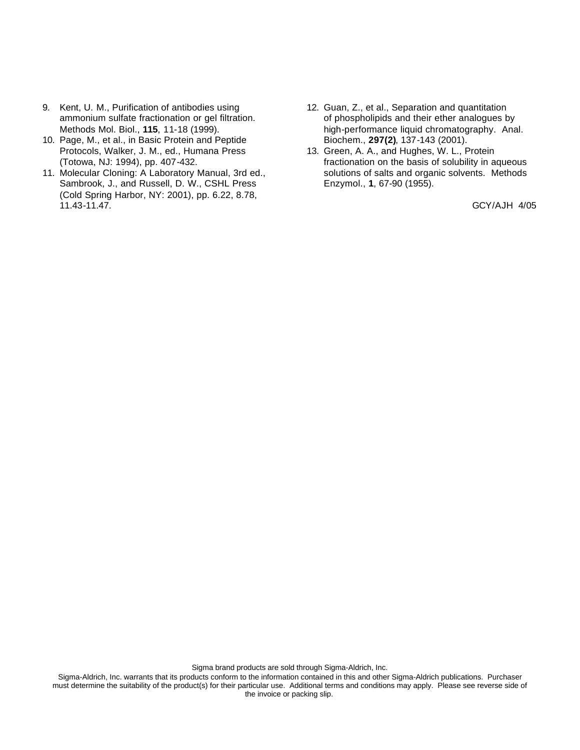9. Kent, U. M., Purification of antibodies using ammonium sulfate fractionation or gel filtration. Methods Mol. Biol., **115**, 11-18 (1999).
10. Page, M., et al., in Basic Protein and Peptide Protocols, Walker, J. M., ed., Humana Press (Totowa, NJ: 1994), pp. 407-432.
11. Molecular Cloning: A Laboratory Manual, 3rd ed., Sambrook, J., and Russell, D. W., CSHL Press (Cold Spring Harbor, NY: 2001), pp. 6.22, 8.78, 11.43-11.47.
12. Guan, Z., et al., Separation and quantitation of phospholipids and their ether analogues by high-performance liquid chromatography. Anal. Biochem., **297(2)**, 137-143 (2001).
13. Green, A. A., and Hughes, W. L., Protein fractionation on the basis of solubility in aqueous solutions of salts and organic solvents. Methods Enzymol., **1**, 67-90 (1955).

GCY/AJH 4/05

Sigma brand products are sold through Sigma-Aldrich, Inc.

Sigma-Aldrich, Inc. warrants that its products conform to the information contained in this and other Sigma-Aldrich publications. Purchaser must determine the suitability of the product(s) for their particular use. Additional terms and conditions may apply. Please see reverse side of the invoice or packing slip.